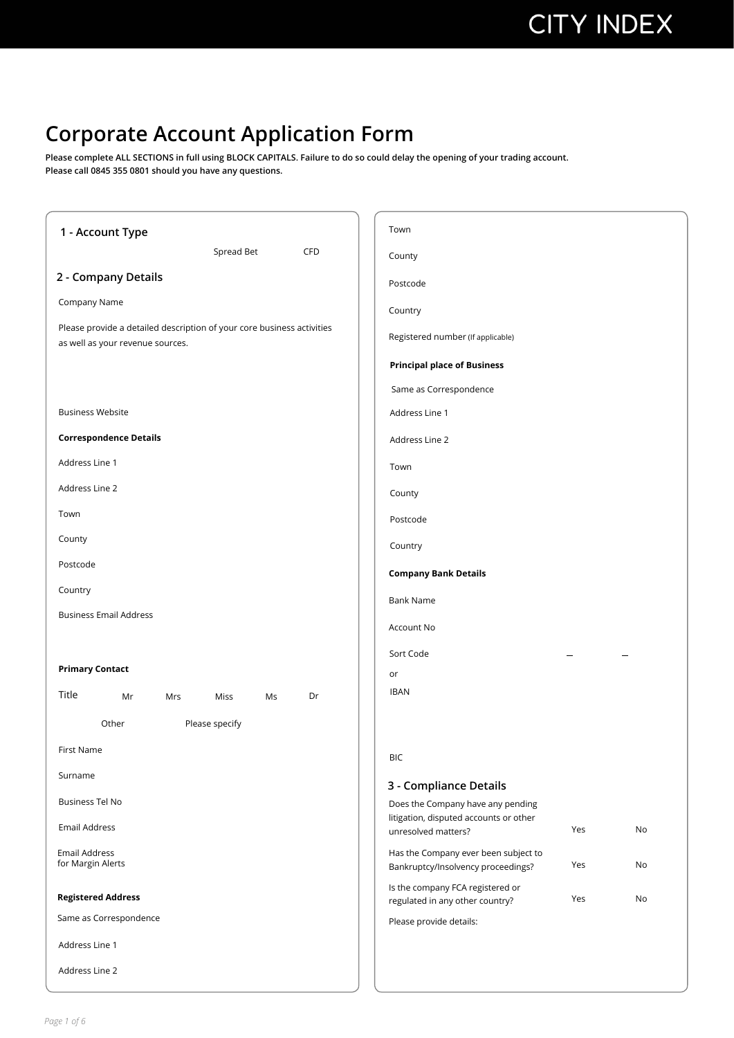# Corporate Account Application Form

**Please complete ALL SECTIONS in full using BLOCK CAPITALS. Failure to do so could delay the opening of your trading account.**
**Please call 0845 355 0801 should you have any questions.**

## 1 - Account Type

Spread Bet

CFD

## 2 - Company Details

Company Name

Please provide a detailed description of your core business activities as well as your revenue sources.

Business Website

**Correspondence Details**

Address Line 1

Address Line 2

Town

County

Postcode

Country

Business Email Address

**Primary Contact**

Title Mr Mrs Miss Ms Dr

Other Please specify

First Name

Surname

Business Tel No

Email Address

Email Address for Margin Alerts

**Registered Address**

Same as Correspondence

Address Line 1

Address Line 2

Town

County

Postcode

Country

Registered number (If applicable)

**Principal place of Business**

Same as Correspondence

Address Line 1

Address Line 2

Town

County

Postcode

Country

**Company Bank Details**

Bank Name

Account No

Sort Code – –

or

IBAN

BIC

## 3 - Compliance Details

Does the Company have any pending litigation, disputed accounts or other unresolved matters? Yes No

Has the Company ever been subject to Bankruptcy/Insolvency proceedings? Yes No

Is the company FCA registered or regulated in any other country? Yes No

Please provide details: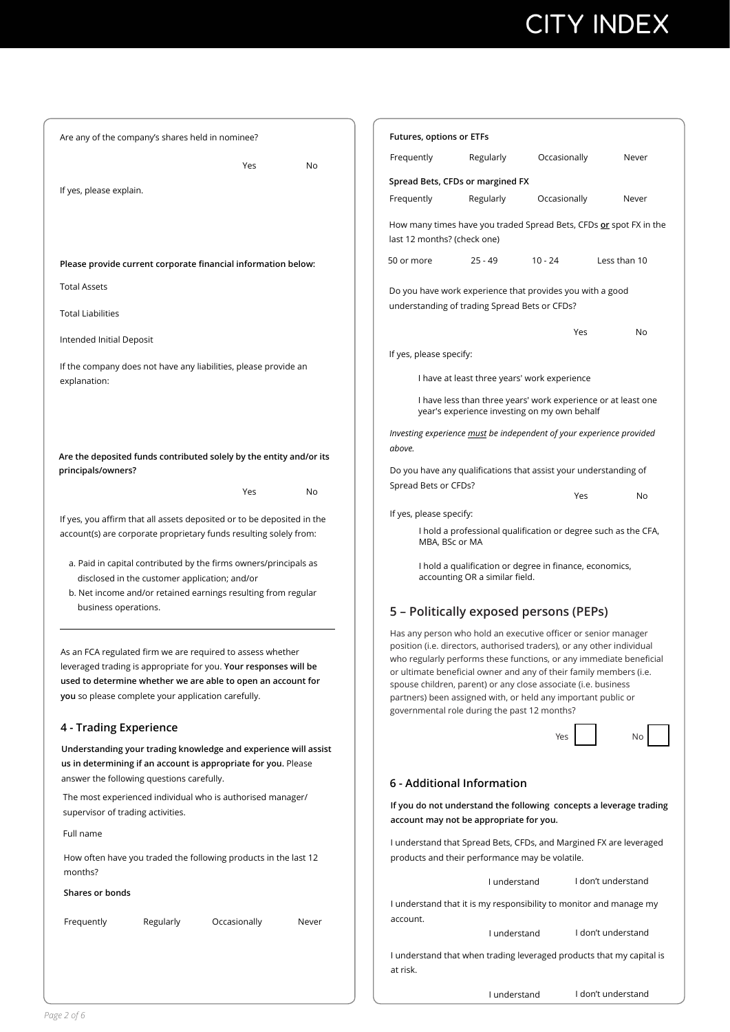Are any of the company's shares held in nominee?

Yes No

If yes, please explain.

**Please provide current corporate financial information below:**

Total Assets

Total Liabilities

Intended Initial Deposit

If the company does not have any liabilities, please provide an explanation:

**Are the deposited funds contributed solely by the entity and/or its principals/owners?**

Yes No

If yes, you affirm that all assets deposited or to be deposited in the account(s) are corporate proprietary funds resulting solely from:

a. Paid in capital contributed by the firms owners/principals as disclosed in the customer application; and/or
b. Net income and/or retained earnings resulting from regular business operations.

---

As an FCA regulated firm we are required to assess whether leveraged trading is appropriate for you. **Your responses will be used to determine whether we are able to open an account for you** so please complete your application carefully.

## 4 - Trading Experience

**Understanding your trading knowledge and experience will assist us in determining if an account is appropriate for you.** Please answer the following questions carefully.

The most experienced individual who is authorised manager/ supervisor of trading activities.

Full name

How often have you traded the following products in the last 12 months?

**Shares or bonds**

Frequently Regularly Occasionally Never

**Futures, options or ETFs**

Frequently Regularly Occasionally Never

**Spread Bets, CFDs or margined FX**

Frequently Regularly Occasionally Never

How many times have you traded Spread Bets, CFDs **or** spot FX in the last 12 months? (check one)

50 or more 25 - 49 10 - 24 Less than 10

Do you have work experience that provides you with a good understanding of trading Spread Bets or CFDs?

Yes No

If yes, please specify:

I have at least three years' work experience

I have less than three years' work experience or at least one year's experience investing on my own behalf

*Investing experience must be independent of your experience provided above.*

Do you have any qualifications that assist your understanding of Spread Bets or CFDs?

Yes No

If yes, please specify:

I hold a professional qualification or degree such as the CFA, MBA, BSc or MA

I hold a qualification or degree in finance, economics, accounting OR a similar field.

## 5 – Politically exposed persons (PEPs)

Has any person who hold an executive officer or senior manager position (i.e. directors, authorised traders), or any other individual who regularly performs these functions, or any immediate beneficial or ultimate beneficial owner and any of their family members (i.e. spouse children, parent) or any close associate (i.e. business partners) been assigned with, or held any important public or governmental role during the past 12 months?

Yes ☐ No ☐

## 6 - Additional Information

**If you do not understand the following concepts a leverage trading account may not be appropriate for you.**

I understand that Spread Bets, CFDs, and Margined FX are leveraged products and their performance may be volatile.

I understand I don't understand

I understand that it is my responsibility to monitor and manage my account.

I understand I don't understand

I understand that when trading leveraged products that my capital is at risk.

I understand I don't understand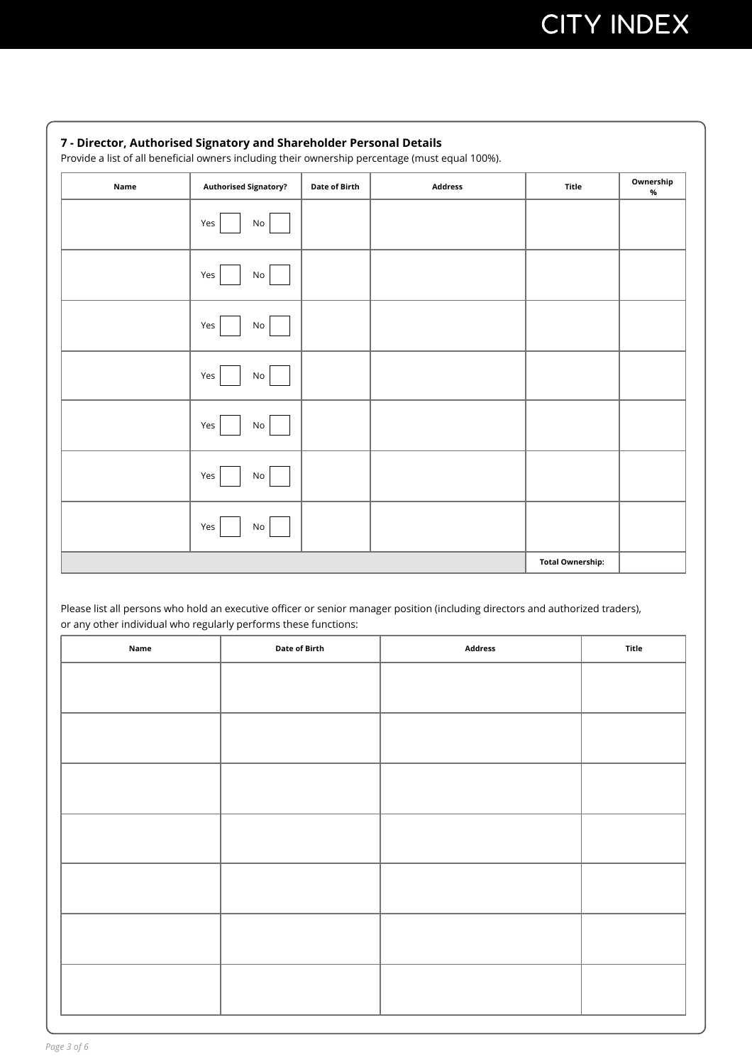### 7 - Director, Authorised Signatory and Shareholder Personal Details

Provide a list of all beneficial owners including their ownership percentage (must equal 100%).

| Name | Authorised Signatory? | Date of Birth | Address | Title | Ownership % |
|---|---|---|---|---|---|
| | Yes ☐ No ☐ | | | | |
| | Yes ☐ No ☐ | | | | |
| | Yes ☐ No ☐ | | | | |
| | Yes ☐ No ☐ | | | | |
| | Yes ☐ No ☐ | | | | |
| | Yes ☐ No ☐ | | | | |
| | Yes ☐ No ☐ | | | | |
| | | | | **Total Ownership:** | |

Please list all persons who hold an executive officer or senior manager position (including directors and authorized traders), or any other individual who regularly performs these functions:

| Name | Date of Birth | Address | Title |
|---|---|---|---|
| | | | |
| | | | |
| | | | |
| | | | |
| | | | |
| | | | |
| | | | |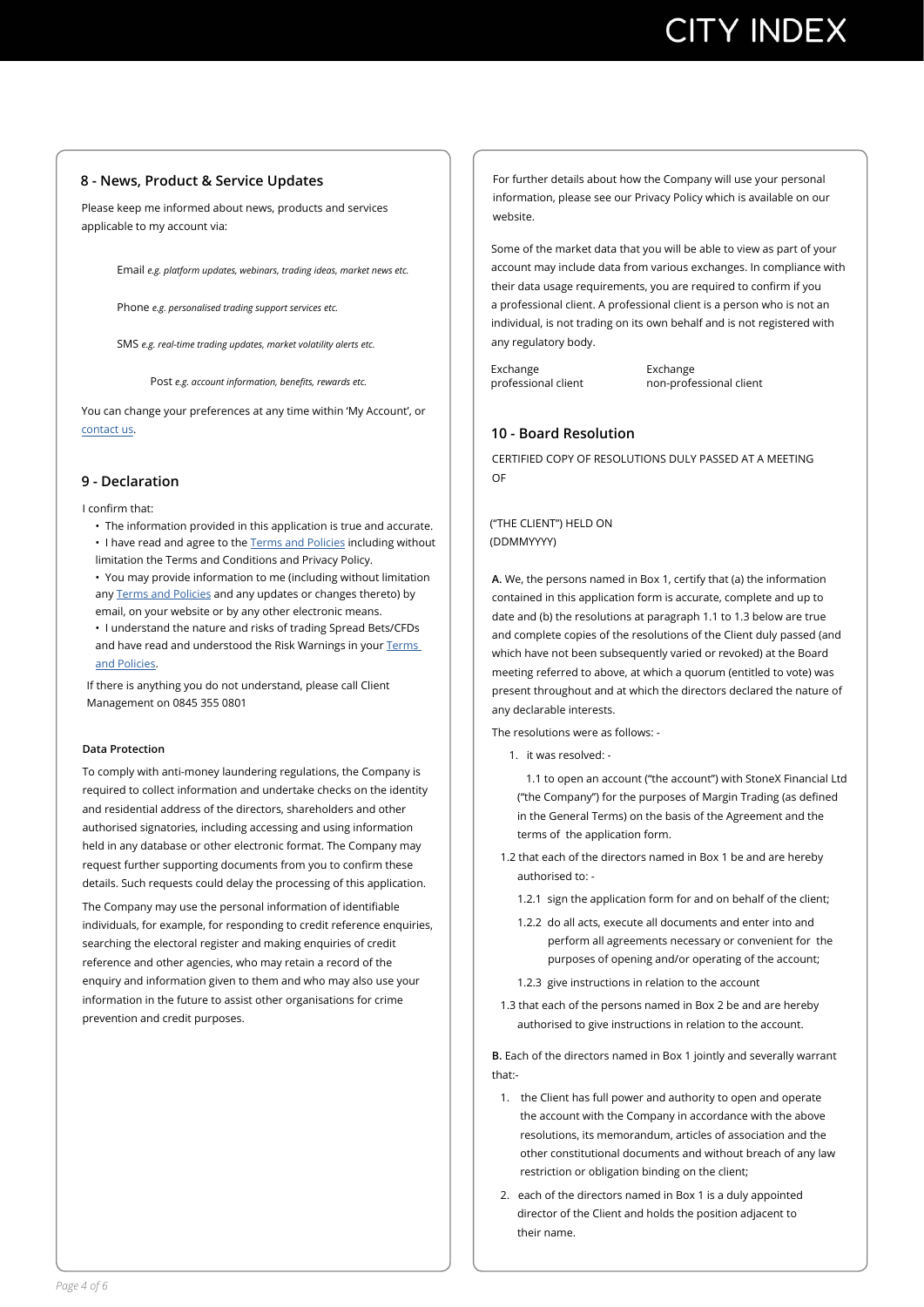## 8 - News, Product & Service Updates

Please keep me informed about news, products and services applicable to my account via:

Email *e.g. platform updates, webinars, trading ideas, market news etc.*

Phone *e.g. personalised trading support services etc.*

SMS *e.g. real-time trading updates, market volatility alerts etc.*

Post *e.g. account information, benefits, rewards etc.*

You can change your preferences at any time within 'My Account', or contact us.

## 9 - Declaration

I confirm that:

- The information provided in this application is true and accurate.
- I have read and agree to the Terms and Policies including without limitation the Terms and Conditions and Privacy Policy.
- You may provide information to me (including without limitation any Terms and Policies and any updates or changes thereto) by email, on your website or by any other electronic means.
- I understand the nature and risks of trading Spread Bets/CFDs and have read and understood the Risk Warnings in your Terms and Policies.

If there is anything you do not understand, please call Client Management on 0845 355 0801

#### Data Protection

To comply with anti-money laundering regulations, the Company is required to collect information and undertake checks on the identity and residential address of the directors, shareholders and other authorised signatories, including accessing and using information held in any database or other electronic format. The Company may request further supporting documents from you to confirm these details. Such requests could delay the processing of this application.

The Company may use the personal information of identifiable individuals, for example, for responding to credit reference enquiries, searching the electoral register and making enquiries of credit reference and other agencies, who may retain a record of the enquiry and information given to them and who may also use your information in the future to assist other organisations for crime prevention and credit purposes.

For further details about how the Company will use your personal information, please see our Privacy Policy which is available on our website.

Some of the market data that you will be able to view as part of your account may include data from various exchanges. In compliance with their data usage requirements, you are required to confirm if you a professional client. A professional client is a person who is not an individual, is not trading on its own behalf and is not registered with any regulatory body.

Exchange professional client

Exchange non-professional client

## 10 - Board Resolution

CERTIFIED COPY OF RESOLUTIONS DULY PASSED AT A MEETING OF

("THE CLIENT") HELD ON (DDMMYYYY)

**A.** We, the persons named in Box 1, certify that (a) the information contained in this application form is accurate, complete and up to date and (b) the resolutions at paragraph 1.1 to 1.3 below are true and complete copies of the resolutions of the Client duly passed (and which have not been subsequently varied or revoked) at the Board meeting referred to above, at which a quorum (entitled to vote) was present throughout and at which the directors declared the nature of any declarable interests.

The resolutions were as follows: -

1. it was resolved: -

    1.1 to open an account ("the account") with StoneX Financial Ltd ("the Company") for the purposes of Margin Trading (as defined in the General Terms) on the basis of the Agreement and the terms of the application form.

    1.2 that each of the directors named in Box 1 be and are hereby authorised to: -

    1.2.1 sign the application form for and on behalf of the client;

    1.2.2 do all acts, execute all documents and enter into and perform all agreements necessary or convenient for the purposes of opening and/or operating of the account;

    1.2.3 give instructions in relation to the account

    1.3 that each of the persons named in Box 2 be and are hereby authorised to give instructions in relation to the account.

**B.** Each of the directors named in Box 1 jointly and severally warrant that:-

1. the Client has full power and authority to open and operate the account with the Company in accordance with the above resolutions, its memorandum, articles of association and the other constitutional documents and without breach of any law restriction or obligation binding on the client;
2. each of the directors named in Box 1 is a duly appointed director of the Client and holds the position adjacent to their name.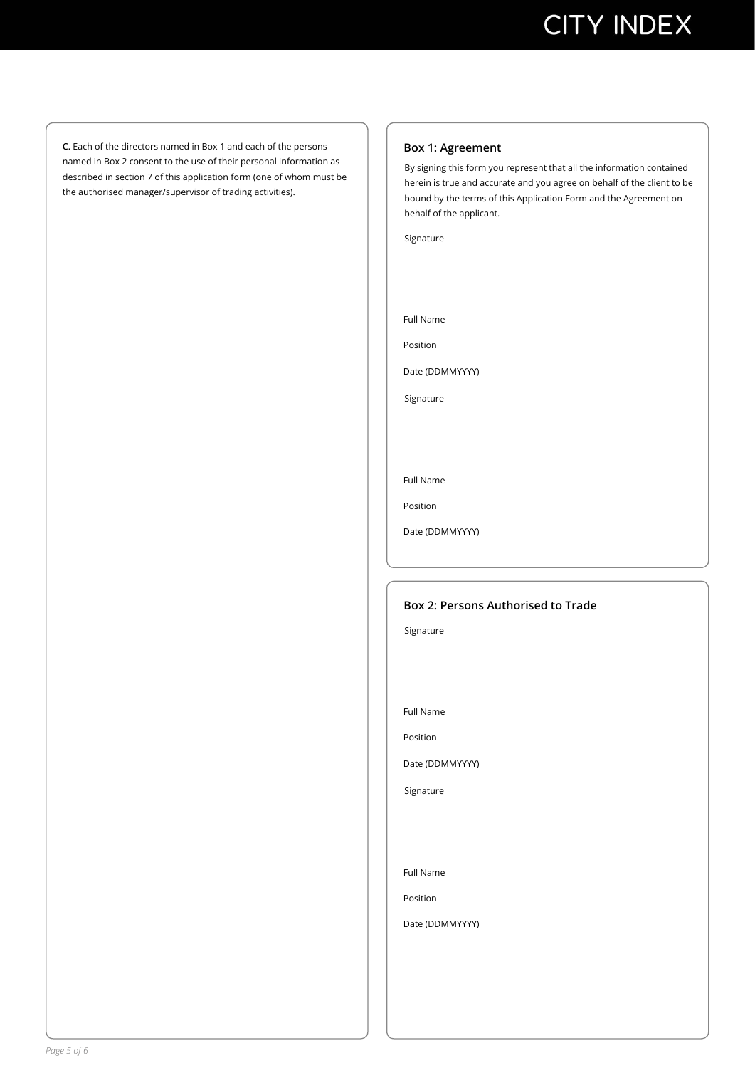**C.** Each of the directors named in Box 1 and each of the persons named in Box 2 consent to the use of their personal information as described in section 7 of this application form (one of whom must be the authorised manager/supervisor of trading activities).

### Box 1: Agreement

By signing this form you represent that all the information contained herein is true and accurate and you agree on behalf of the client to be bound by the terms of this Application Form and the Agreement on behalf of the applicant.

Signature

Full Name

Position

Date (DDMMYYYY)

Signature

Full Name

Position

Date (DDMMYYYY)

### Box 2: Persons Authorised to Trade

Signature

Full Name

Position

Date (DDMMYYYY)

Signature

Full Name

Position

Date (DDMMYYYY)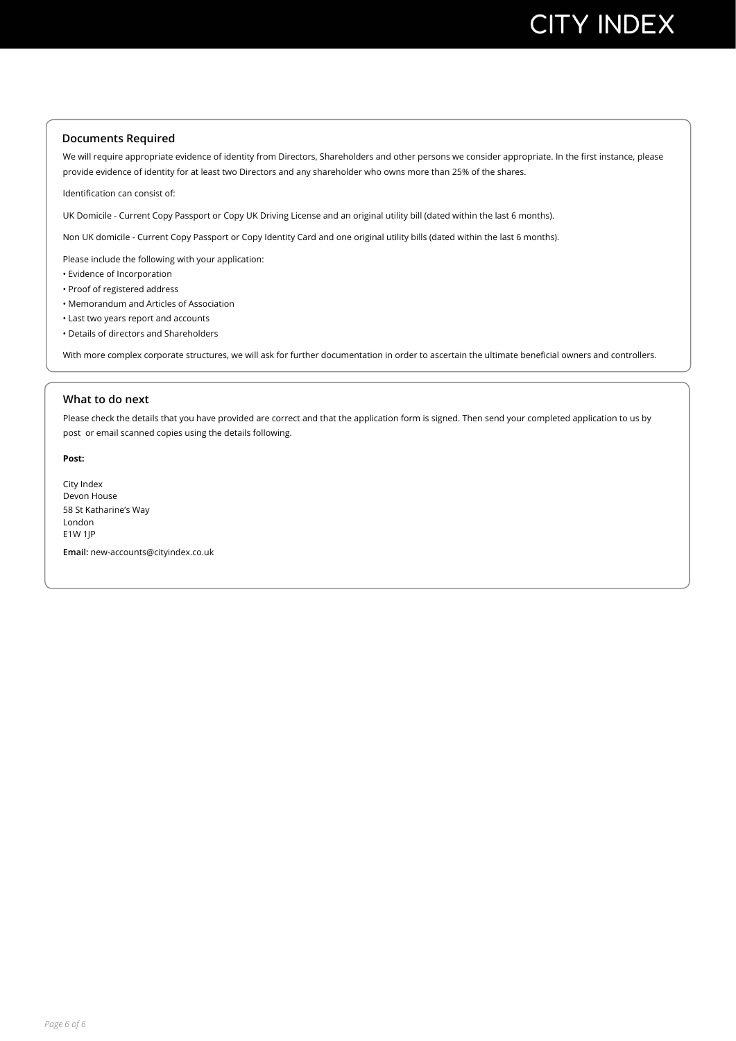## Documents Required

We will require appropriate evidence of identity from Directors, Shareholders and other persons we consider appropriate. In the first instance, please provide evidence of identity for at least two Directors and any shareholder who owns more than 25% of the shares.

Identification can consist of:

UK Domicile - Current Copy Passport or Copy UK Driving License and an original utility bill (dated within the last 6 months).

Non UK domicile - Current Copy Passport or Copy Identity Card and one original utility bills (dated within the last 6 months).

Please include the following with your application:

- Evidence of Incorporation
- Proof of registered address
- Memorandum and Articles of Association
- Last two years report and accounts
- Details of directors and Shareholders

With more complex corporate structures, we will ask for further documentation in order to ascertain the ultimate beneficial owners and controllers.

## What to do next

Please check the details that you have provided are correct and that the application form is signed. Then send your completed application to us by post or email scanned copies using the details following.

**Post:**

City Index
Devon House
58 St Katharine's Way
London
E1W 1JP

**Email:** new-accounts@cityindex.co.uk